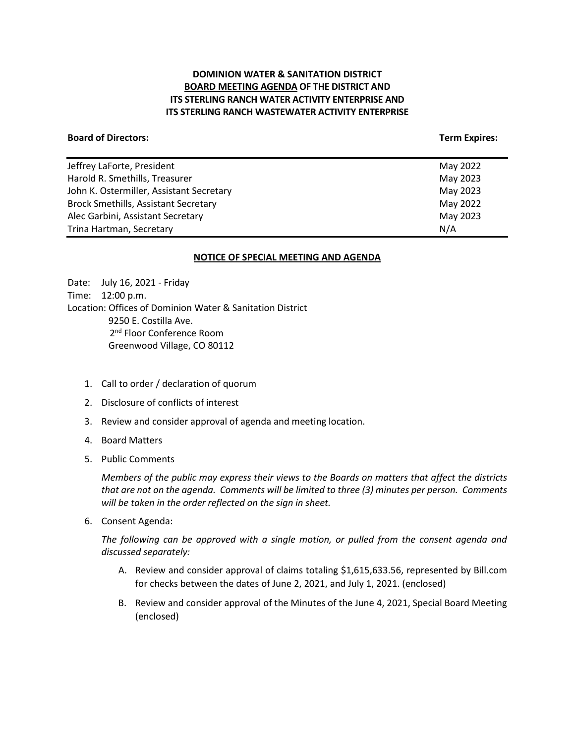# DOMINION WATER & SANITATION DISTRICT
## BOARD MEETING AGENDA OF THE DISTRICT AND ITS STERLING RANCH WATER ACTIVITY ENTERPRISE AND ITS STERLING RANCH WASTEWATER ACTIVITY ENTERPRISE

| **Board of Directors:** | **Term Expires:** |
|---|---|
| Jeffrey LaForte, President | May 2022 |
| Harold R. Smethills, Treasurer | May 2023 |
| John K. Ostermiller, Assistant Secretary | May 2023 |
| Brock Smethills, Assistant Secretary | May 2022 |
| Alec Garbini, Assistant Secretary | May 2023 |
| Trina Hartman, Secretary | N/A |

### NOTICE OF SPECIAL MEETING AND AGENDA

Date: July 16, 2021 - Friday
Time: 12:00 p.m.
Location: Offices of Dominion Water & Sanitation District
9250 E. Costilla Ave.
2nd Floor Conference Room
Greenwood Village, CO 80112

1. Call to order / declaration of quorum
2. Disclosure of conflicts of interest
3. Review and consider approval of agenda and meeting location.
4. Board Matters
5. Public Comments

   *Members of the public may express their views to the Boards on matters that affect the districts that are not on the agenda. Comments will be limited to three (3) minutes per person. Comments will be taken in the order reflected on the sign in sheet.*

6. Consent Agenda:

   *The following can be approved with a single motion, or pulled from the consent agenda and discussed separately:*

   A. Review and consider approval of claims totaling $1,615,633.56, represented by Bill.com for checks between the dates of June 2, 2021, and July 1, 2021. (enclosed)

   B. Review and consider approval of the Minutes of the June 4, 2021, Special Board Meeting (enclosed)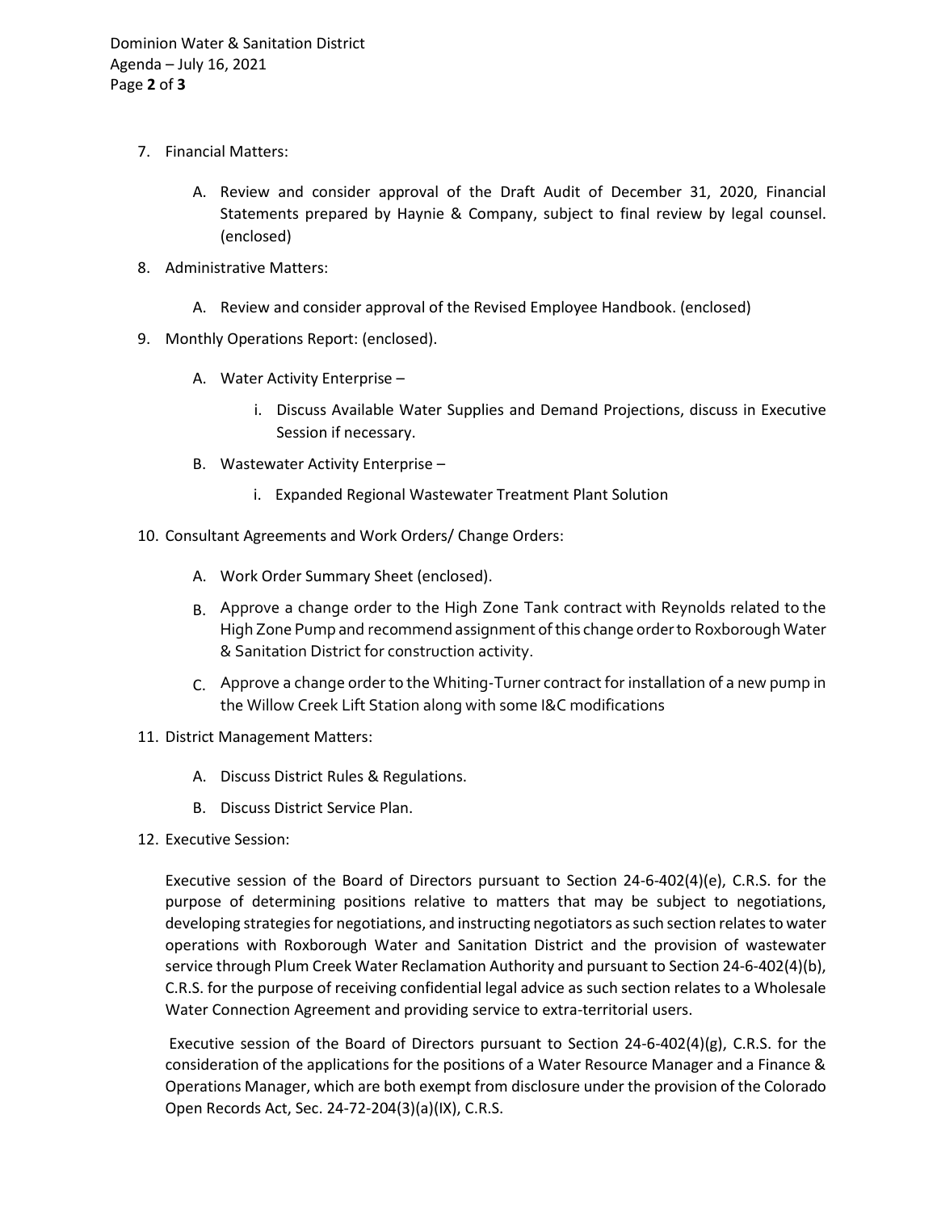7. Financial Matters:

    A. Review and consider approval of the Draft Audit of December 31, 2020, Financial Statements prepared by Haynie & Company, subject to final review by legal counsel. (enclosed)

8. Administrative Matters:

    A. Review and consider approval of the Revised Employee Handbook. (enclosed)

9. Monthly Operations Report: (enclosed).

    A. Water Activity Enterprise –

        i. Discuss Available Water Supplies and Demand Projections, discuss in Executive Session if necessary.

    B. Wastewater Activity Enterprise –

        i. Expanded Regional Wastewater Treatment Plant Solution

10. Consultant Agreements and Work Orders/ Change Orders:

    A. Work Order Summary Sheet (enclosed).

    B. Approve a change order to the High Zone Tank contract with Reynolds related to the High Zone Pump and recommend assignment of this change order to Roxborough Water & Sanitation District for construction activity.

    C. Approve a change order to the Whiting-Turner contract for installation of a new pump in the Willow Creek Lift Station along with some I&C modifications

11. District Management Matters:

    A. Discuss District Rules & Regulations.

    B. Discuss District Service Plan.

12. Executive Session:

    Executive session of the Board of Directors pursuant to Section 24-6-402(4)(e), C.R.S. for the purpose of determining positions relative to matters that may be subject to negotiations, developing strategies for negotiations, and instructing negotiators as such section relates to water operations with Roxborough Water and Sanitation District and the provision of wastewater service through Plum Creek Water Reclamation Authority and pursuant to Section 24-6-402(4)(b), C.R.S. for the purpose of receiving confidential legal advice as such section relates to a Wholesale Water Connection Agreement and providing service to extra-territorial users.

    Executive session of the Board of Directors pursuant to Section 24-6-402(4)(g), C.R.S. for the consideration of the applications for the positions of a Water Resource Manager and a Finance & Operations Manager, which are both exempt from disclosure under the provision of the Colorado Open Records Act, Sec. 24-72-204(3)(a)(IX), C.R.S.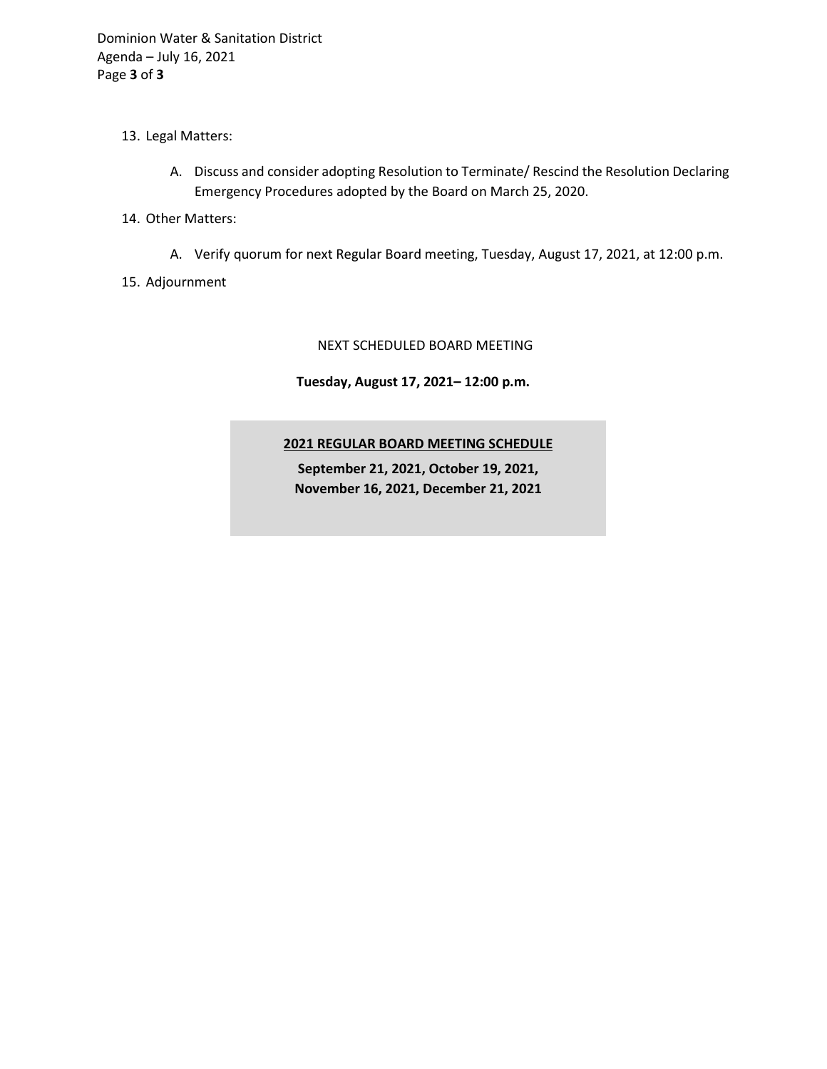13. Legal Matters:

    A. Discuss and consider adopting Resolution to Terminate/ Rescind the Resolution Declaring Emergency Procedures adopted by the Board on March 25, 2020.

14. Other Matters:

    A. Verify quorum for next Regular Board meeting, Tuesday, August 17, 2021, at 12:00 p.m.

15. Adjournment

NEXT SCHEDULED BOARD MEETING

**Tuesday, August 17, 2021– 12:00 p.m.**

**2021 REGULAR BOARD MEETING SCHEDULE**

**September 21, 2021, October 19, 2021,**
**November 16, 2021, December 21, 2021**